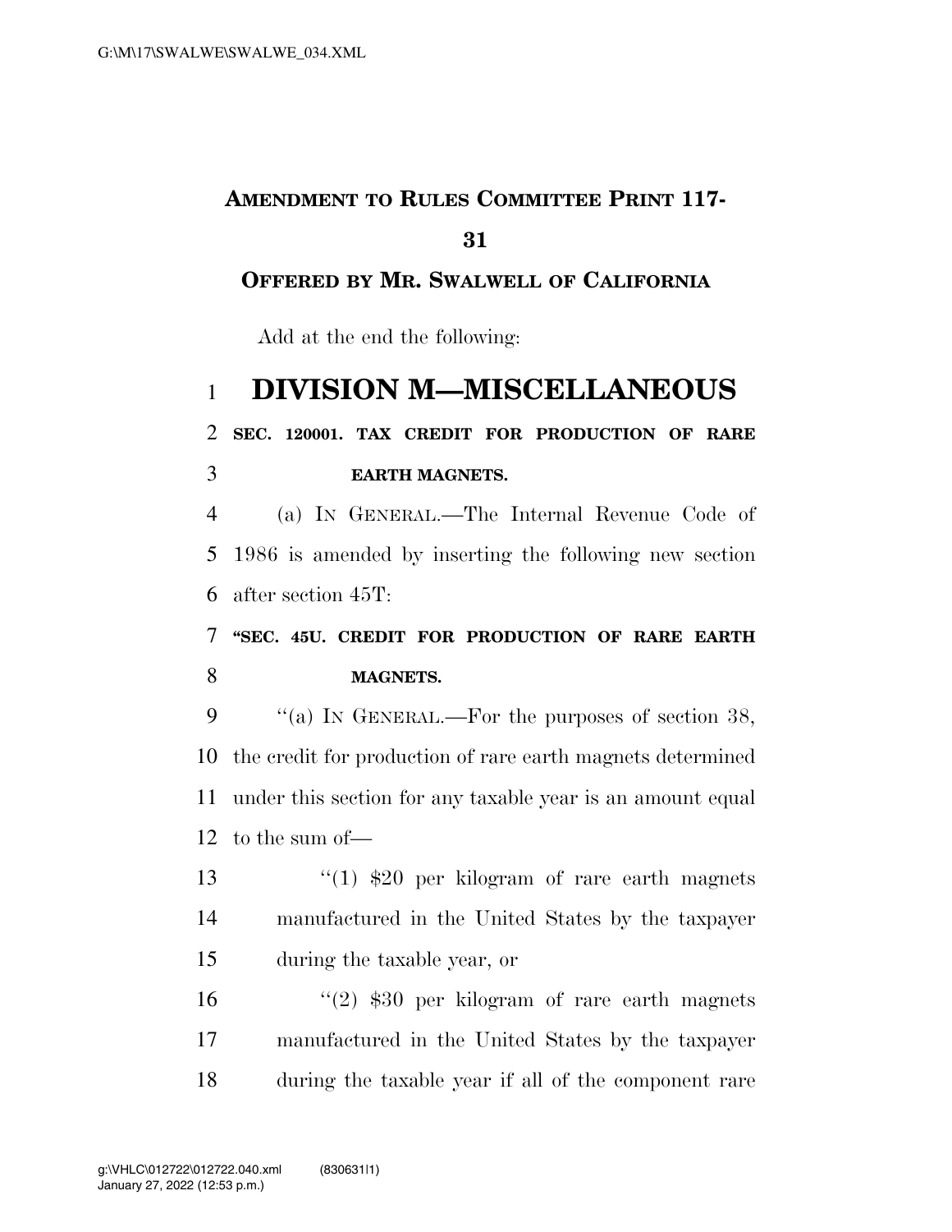**AMENDMENT TO RULES COMMITTEE PRINT 117-31**

**OFFERED BY MR. SWALWELL OF CALIFORNIA**

Add at the end the following:

# DIVISION M—MISCELLANEOUS

**SEC. 120001. TAX CREDIT FOR PRODUCTION OF RARE EARTH MAGNETS.**

(a) IN GENERAL.—The Internal Revenue Code of 1986 is amended by inserting the following new section after section 45T:

**"SEC. 45U. CREDIT FOR PRODUCTION OF RARE EARTH MAGNETS.**

"(a) IN GENERAL.—For the purposes of section 38, the credit for production of rare earth magnets determined under this section for any taxable year is an amount equal to the sum of—

"(1) $20 per kilogram of rare earth magnets manufactured in the United States by the taxpayer during the taxable year, or

"(2) $30 per kilogram of rare earth magnets manufactured in the United States by the taxpayer during the taxable year if all of the component rare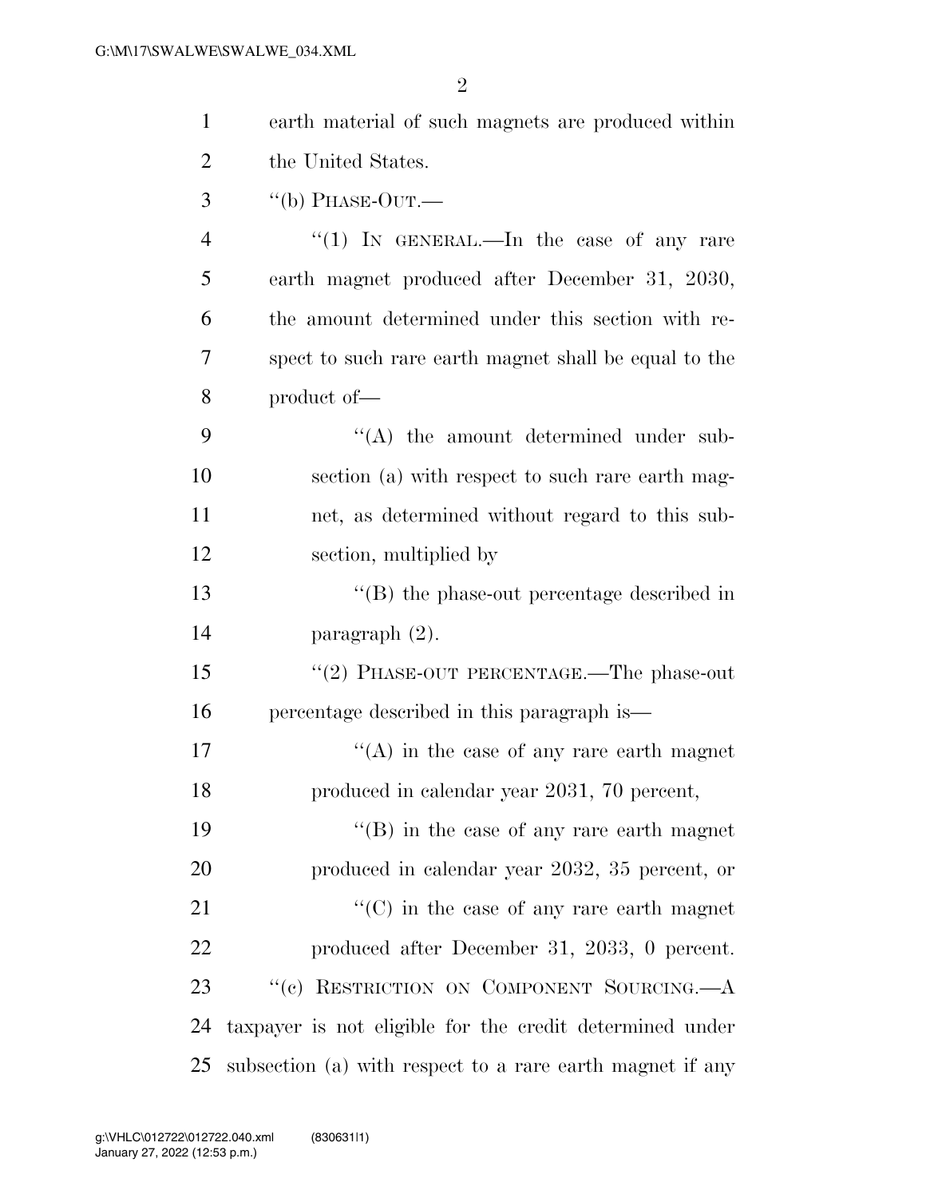earth material of such magnets are produced within the United States.

"(b) PHASE-OUT.—

"(1) IN GENERAL.—In the case of any rare earth magnet produced after December 31, 2030, the amount determined under this section with respect to such rare earth magnet shall be equal to the product of—

"(A) the amount determined under subsection (a) with respect to such rare earth magnet, as determined without regard to this subsection, multiplied by

"(B) the phase-out percentage described in paragraph (2).

"(2) PHASE-OUT PERCENTAGE.—The phase-out percentage described in this paragraph is—

"(A) in the case of any rare earth magnet produced in calendar year 2031, 70 percent,

"(B) in the case of any rare earth magnet produced in calendar year 2032, 35 percent, or

"(C) in the case of any rare earth magnet produced after December 31, 2033, 0 percent.

"(c) RESTRICTION ON COMPONENT SOURCING.—A taxpayer is not eligible for the credit determined under subsection (a) with respect to a rare earth magnet if any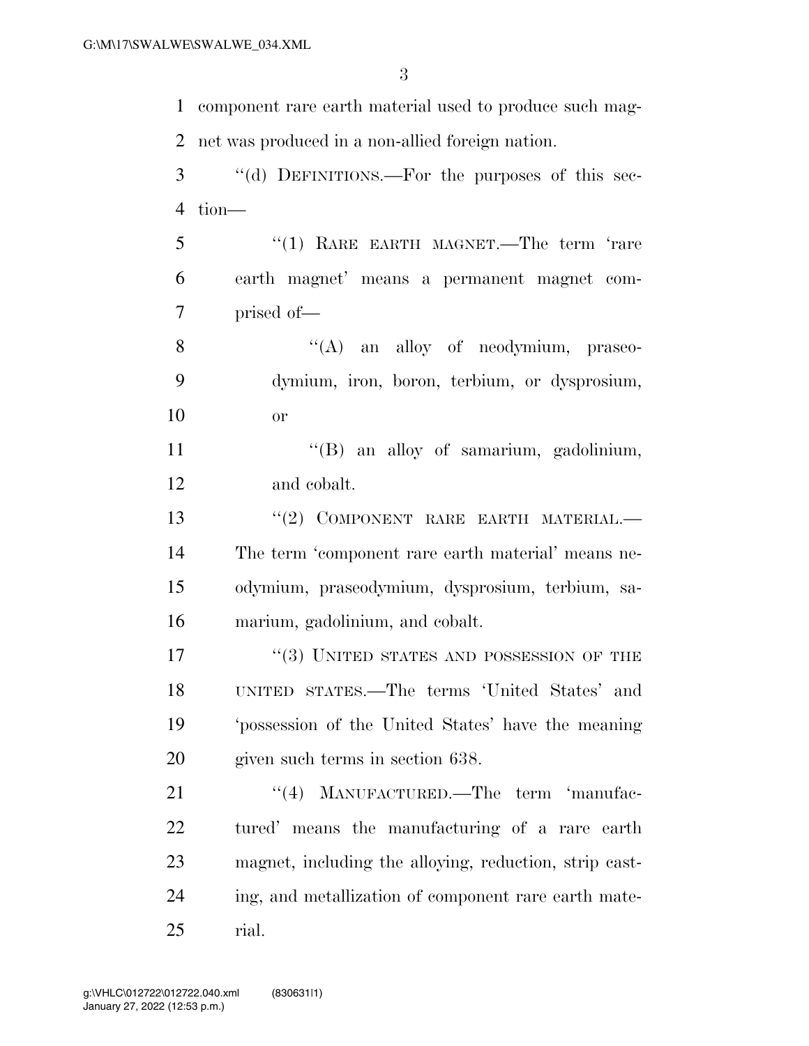component rare earth material used to produce such magnet was produced in a non-allied foreign nation.

"(d) DEFINITIONS.—For the purposes of this section—

"(1) RARE EARTH MAGNET.—The term 'rare earth magnet' means a permanent magnet comprised of—

"(A) an alloy of neodymium, praseodymium, iron, boron, terbium, or dysprosium, or

"(B) an alloy of samarium, gadolinium, and cobalt.

"(2) COMPONENT RARE EARTH MATERIAL.—The term 'component rare earth material' means neodymium, praseodymium, dysprosium, terbium, samarium, gadolinium, and cobalt.

"(3) UNITED STATES AND POSSESSION OF THE UNITED STATES.—The terms 'United States' and 'possession of the United States' have the meaning given such terms in section 638.

"(4) MANUFACTURED.—The term 'manufactured' means the manufacturing of a rare earth magnet, including the alloying, reduction, strip casting, and metallization of component rare earth material.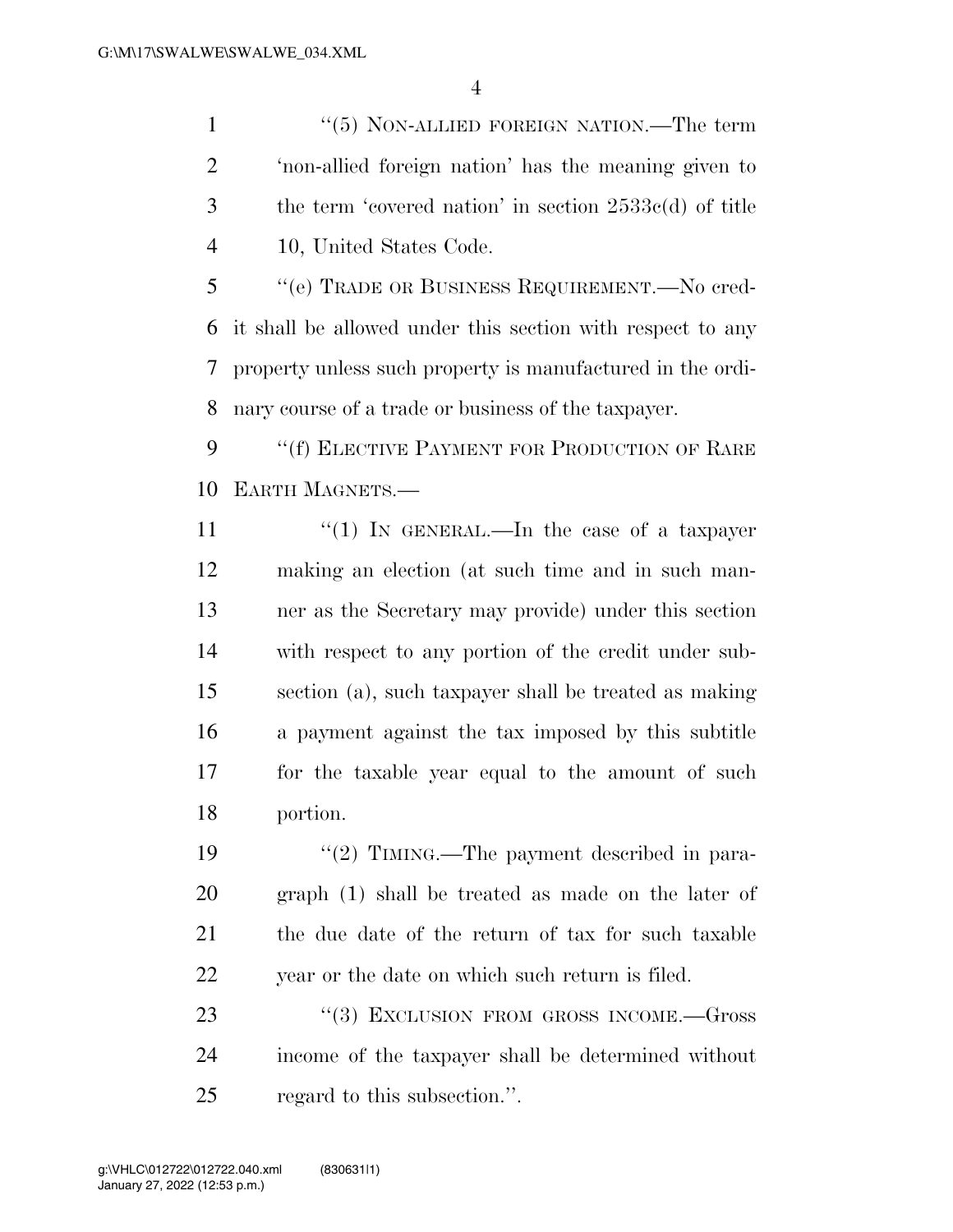"(5) NON-ALLIED FOREIGN NATION.—The term 'non-allied foreign nation' has the meaning given to the term 'covered nation' in section 2533c(d) of title 10, United States Code.

"(e) TRADE OR BUSINESS REQUIREMENT.—No credit shall be allowed under this section with respect to any property unless such property is manufactured in the ordinary course of a trade or business of the taxpayer.

"(f) ELECTIVE PAYMENT FOR PRODUCTION OF RARE EARTH MAGNETS.—

"(1) IN GENERAL.—In the case of a taxpayer making an election (at such time and in such manner as the Secretary may provide) under this section with respect to any portion of the credit under subsection (a), such taxpayer shall be treated as making a payment against the tax imposed by this subtitle for the taxable year equal to the amount of such portion.

"(2) TIMING.—The payment described in paragraph (1) shall be treated as made on the later of the due date of the return of tax for such taxable year or the date on which such return is filed.

"(3) EXCLUSION FROM GROSS INCOME.—Gross income of the taxpayer shall be determined without regard to this subsection.".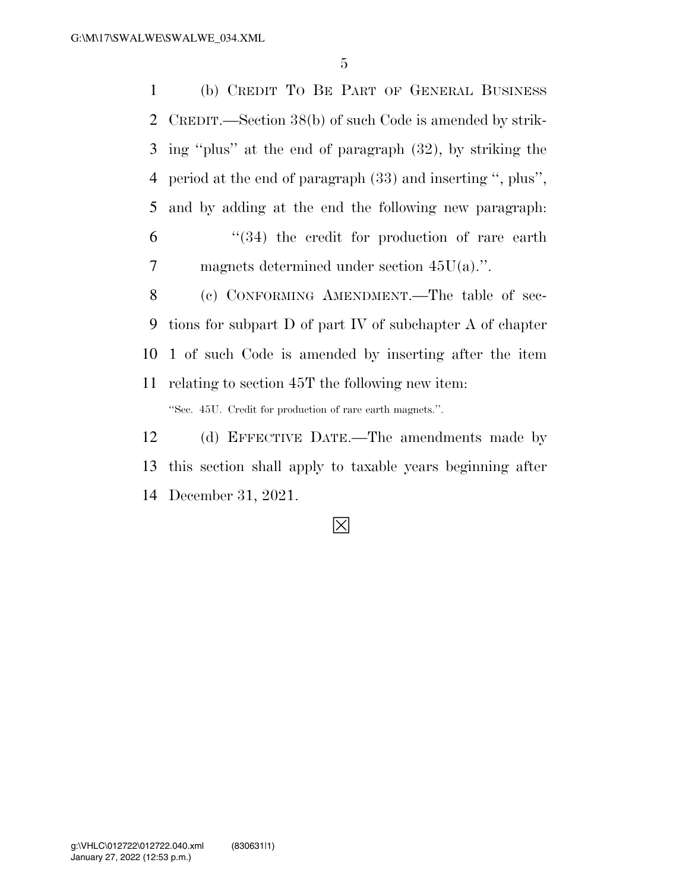(b) CREDIT TO BE PART OF GENERAL BUSINESS CREDIT.—Section 38(b) of such Code is amended by striking ''plus'' at the end of paragraph (32), by striking the period at the end of paragraph (33) and inserting '', plus'', and by adding at the end the following new paragraph:

> ''(34) the credit for production of rare earth magnets determined under section 45U(a).''.

(c) CONFORMING AMENDMENT.—The table of sections for subpart D of part IV of subchapter A of chapter 1 of such Code is amended by inserting after the item relating to section 45T the following new item:

> ''Sec. 45U. Credit for production of rare earth magnets.''.

(d) EFFECTIVE DATE.—The amendments made by this section shall apply to taxable years beginning after December 31, 2021.

☒